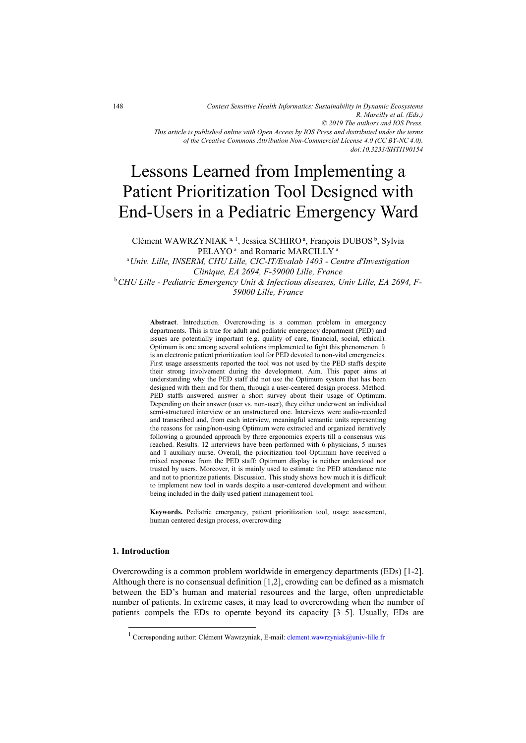Context Sensitive Health Informatics: Sustainability in Dynamic Ecosystems
R. Marcilly et al. (Eds.)
© 2019 The authors and IOS Press.
This article is published online with Open Access by IOS Press and distributed under the terms of the Creative Commons Attribution Non-Commercial License 4.0 (CC BY-NC 4.0).
doi:10.3233/SHTI190154

# Lessons Learned from Implementing a Patient Prioritization Tool Designed with End-Users in a Pediatric Emergency Ward

Clément WAWRZYNIAK [a, 1], Jessica SCHIRO [a], François DUBOS [b], Sylvia PELAYO [a] and Romaric MARCILLY [a]

[a] *Univ. Lille, INSERM, CHU Lille, CIC-IT/Evalab 1403 - Centre d'Investigation Clinique, EA 2694, F-59000 Lille, France*

[b] *CHU Lille - Pediatric Emergency Unit & Infectious diseases, Univ Lille, EA 2694, F-59000 Lille, France*

**Abstract**. Introduction. Overcrowding is a common problem in emergency departments. This is true for adult and pediatric emergency department (PED) and issues are potentially important (e.g. quality of care, financial, social, ethical). Optimum is one among several solutions implemented to fight this phenomenon. It is an electronic patient prioritization tool for PED devoted to non-vital emergencies. First usage assessments reported the tool was not used by the PED staffs despite their strong involvement during the development. Aim. This paper aims at understanding why the PED staff did not use the Optimum system that has been designed with them and for them, through a user-centered design process. Method. PED staffs answered answer a short survey about their usage of Optimum. Depending on their answer (user vs. non-user), they either underwent an individual semi-structured interview or an unstructured one. Interviews were audio-recorded and transcribed and, from each interview, meaningful semantic units representing the reasons for using/non-using Optimum were extracted and organized iteratively following a grounded approach by three ergonomics experts till a consensus was reached. Results. 12 interviews have been performed with 6 physicians, 5 nurses and 1 auxiliary nurse. Overall, the prioritization tool Optimum have received a mixed response from the PED staff: Optimum display is neither understood nor trusted by users. Moreover, it is mainly used to estimate the PED attendance rate and not to prioritize patients. Discussion. This study shows how much it is difficult to implement new tool in wards despite a user-centered development and without being included in the daily used patient management tool.

**Keywords.** Pediatric emergency, patient prioritization tool, usage assessment, human centered design process, overcrowding

## 1. Introduction

Overcrowding is a common problem worldwide in emergency departments (EDs) [1-2]. Although there is no consensual definition [1,2], crowding can be defined as a mismatch between the ED's human and material resources and the large, often unpredictable number of patients. In extreme cases, it may lead to overcrowding when the number of patients compels the EDs to operate beyond its capacity [3–5]. Usually, EDs are

[1] Corresponding author: Clément Wawrzyniak, E-mail: clement.wawrzyniak@univ-lille.fr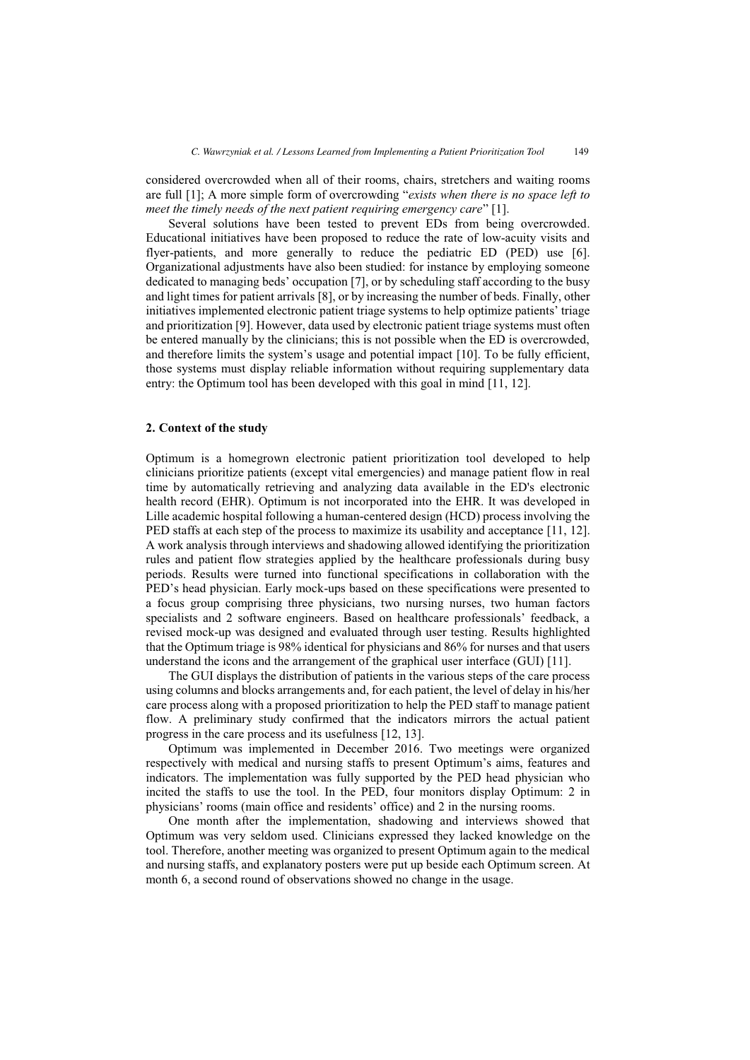considered overcrowded when all of their rooms, chairs, stretchers and waiting rooms are full [1]; A more simple form of overcrowding "*exists when there is no space left to meet the timely needs of the next patient requiring emergency care*" [1].

Several solutions have been tested to prevent EDs from being overcrowded. Educational initiatives have been proposed to reduce the rate of low-acuity visits and flyer-patients, and more generally to reduce the pediatric ED (PED) use [6]. Organizational adjustments have also been studied: for instance by employing someone dedicated to managing beds' occupation [7], or by scheduling staff according to the busy and light times for patient arrivals [8], or by increasing the number of beds. Finally, other initiatives implemented electronic patient triage systems to help optimize patients' triage and prioritization [9]. However, data used by electronic patient triage systems must often be entered manually by the clinicians; this is not possible when the ED is overcrowded, and therefore limits the system's usage and potential impact [10]. To be fully efficient, those systems must display reliable information without requiring supplementary data entry: the Optimum tool has been developed with this goal in mind [11, 12].

## 2. Context of the study

Optimum is a homegrown electronic patient prioritization tool developed to help clinicians prioritize patients (except vital emergencies) and manage patient flow in real time by automatically retrieving and analyzing data available in the ED's electronic health record (EHR). Optimum is not incorporated into the EHR. It was developed in Lille academic hospital following a human-centered design (HCD) process involving the PED staffs at each step of the process to maximize its usability and acceptance [11, 12]. A work analysis through interviews and shadowing allowed identifying the prioritization rules and patient flow strategies applied by the healthcare professionals during busy periods. Results were turned into functional specifications in collaboration with the PED's head physician. Early mock-ups based on these specifications were presented to a focus group comprising three physicians, two nursing nurses, two human factors specialists and 2 software engineers. Based on healthcare professionals' feedback, a revised mock-up was designed and evaluated through user testing. Results highlighted that the Optimum triage is 98% identical for physicians and 86% for nurses and that users understand the icons and the arrangement of the graphical user interface (GUI) [11].

The GUI displays the distribution of patients in the various steps of the care process using columns and blocks arrangements and, for each patient, the level of delay in his/her care process along with a proposed prioritization to help the PED staff to manage patient flow. A preliminary study confirmed that the indicators mirrors the actual patient progress in the care process and its usefulness [12, 13].

Optimum was implemented in December 2016. Two meetings were organized respectively with medical and nursing staffs to present Optimum's aims, features and indicators. The implementation was fully supported by the PED head physician who incited the staffs to use the tool. In the PED, four monitors display Optimum: 2 in physicians' rooms (main office and residents' office) and 2 in the nursing rooms.

One month after the implementation, shadowing and interviews showed that Optimum was very seldom used. Clinicians expressed they lacked knowledge on the tool. Therefore, another meeting was organized to present Optimum again to the medical and nursing staffs, and explanatory posters were put up beside each Optimum screen. At month 6, a second round of observations showed no change in the usage.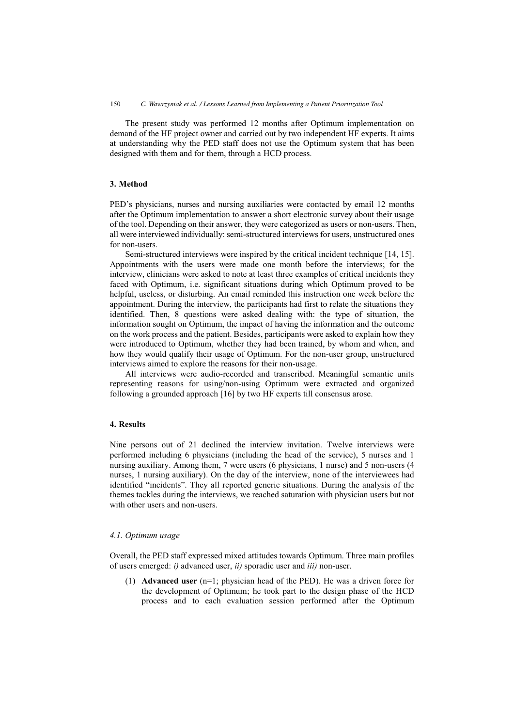The present study was performed 12 months after Optimum implementation on demand of the HF project owner and carried out by two independent HF experts. It aims at understanding why the PED staff does not use the Optimum system that has been designed with them and for them, through a HCD process.

## 3. Method

PED's physicians, nurses and nursing auxiliaries were contacted by email 12 months after the Optimum implementation to answer a short electronic survey about their usage of the tool. Depending on their answer, they were categorized as users or non-users. Then, all were interviewed individually: semi-structured interviews for users, unstructured ones for non-users.

Semi-structured interviews were inspired by the critical incident technique [14, 15]. Appointments with the users were made one month before the interviews; for the interview, clinicians were asked to note at least three examples of critical incidents they faced with Optimum, i.e. significant situations during which Optimum proved to be helpful, useless, or disturbing. An email reminded this instruction one week before the appointment. During the interview, the participants had first to relate the situations they identified. Then, 8 questions were asked dealing with: the type of situation, the information sought on Optimum, the impact of having the information and the outcome on the work process and the patient. Besides, participants were asked to explain how they were introduced to Optimum, whether they had been trained, by whom and when, and how they would qualify their usage of Optimum. For the non-user group, unstructured interviews aimed to explore the reasons for their non-usage.

All interviews were audio-recorded and transcribed. Meaningful semantic units representing reasons for using/non-using Optimum were extracted and organized following a grounded approach [16] by two HF experts till consensus arose.

## 4. Results

Nine persons out of 21 declined the interview invitation. Twelve interviews were performed including 6 physicians (including the head of the service), 5 nurses and 1 nursing auxiliary. Among them, 7 were users (6 physicians, 1 nurse) and 5 non-users (4 nurses, 1 nursing auxiliary). On the day of the interview, none of the interviewees had identified "incidents". They all reported generic situations. During the analysis of the themes tackles during the interviews, we reached saturation with physician users but not with other users and non-users.

### 4.1. Optimum usage

Overall, the PED staff expressed mixed attitudes towards Optimum. Three main profiles of users emerged: *i)* advanced user, *ii)* sporadic user and *iii)* non-user.

(1) **Advanced user** (n=1; physician head of the PED). He was a driven force for the development of Optimum; he took part to the design phase of the HCD process and to each evaluation session performed after the Optimum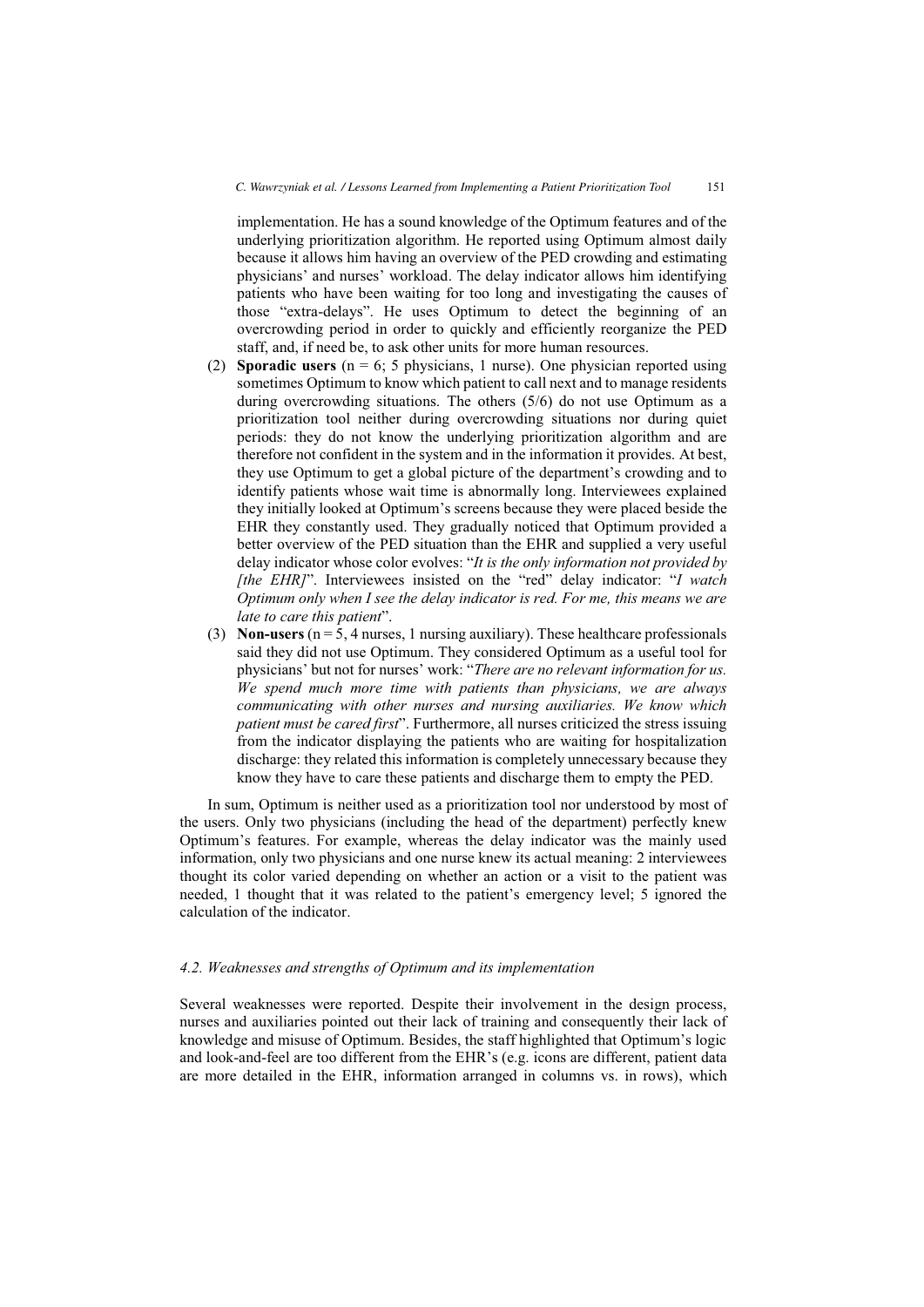implementation. He has a sound knowledge of the Optimum features and of the underlying prioritization algorithm. He reported using Optimum almost daily because it allows him having an overview of the PED crowding and estimating physicians' and nurses' workload. The delay indicator allows him identifying patients who have been waiting for too long and investigating the causes of those "extra-delays". He uses Optimum to detect the beginning of an overcrowding period in order to quickly and efficiently reorganize the PED staff, and, if need be, to ask other units for more human resources.

(2) **Sporadic users** (n = 6; 5 physicians, 1 nurse). One physician reported using sometimes Optimum to know which patient to call next and to manage residents during overcrowding situations. The others (5/6) do not use Optimum as a prioritization tool neither during overcrowding situations nor during quiet periods: they do not know the underlying prioritization algorithm and are therefore not confident in the system and in the information it provides. At best, they use Optimum to get a global picture of the department's crowding and to identify patients whose wait time is abnormally long. Interviewees explained they initially looked at Optimum's screens because they were placed beside the EHR they constantly used. They gradually noticed that Optimum provided a better overview of the PED situation than the EHR and supplied a very useful delay indicator whose color evolves: "*It is the only information not provided by [the EHR]*". Interviewees insisted on the "red" delay indicator: "*I watch Optimum only when I see the delay indicator is red. For me, this means we are late to care this patient*".

(3) **Non-users** (n = 5, 4 nurses, 1 nursing auxiliary). These healthcare professionals said they did not use Optimum. They considered Optimum as a useful tool for physicians' but not for nurses' work: "*There are no relevant information for us. We spend much more time with patients than physicians, we are always communicating with other nurses and nursing auxiliaries. We know which patient must be cared first*". Furthermore, all nurses criticized the stress issuing from the indicator displaying the patients who are waiting for hospitalization discharge: they related this information is completely unnecessary because they know they have to care these patients and discharge them to empty the PED.

In sum, Optimum is neither used as a prioritization tool nor understood by most of the users. Only two physicians (including the head of the department) perfectly knew Optimum's features. For example, whereas the delay indicator was the mainly used information, only two physicians and one nurse knew its actual meaning: 2 interviewees thought its color varied depending on whether an action or a visit to the patient was needed, 1 thought that it was related to the patient's emergency level; 5 ignored the calculation of the indicator.

### 4.2. Weaknesses and strengths of Optimum and its implementation

Several weaknesses were reported. Despite their involvement in the design process, nurses and auxiliaries pointed out their lack of training and consequently their lack of knowledge and misuse of Optimum. Besides, the staff highlighted that Optimum's logic and look-and-feel are too different from the EHR's (e.g. icons are different, patient data are more detailed in the EHR, information arranged in columns vs. in rows), which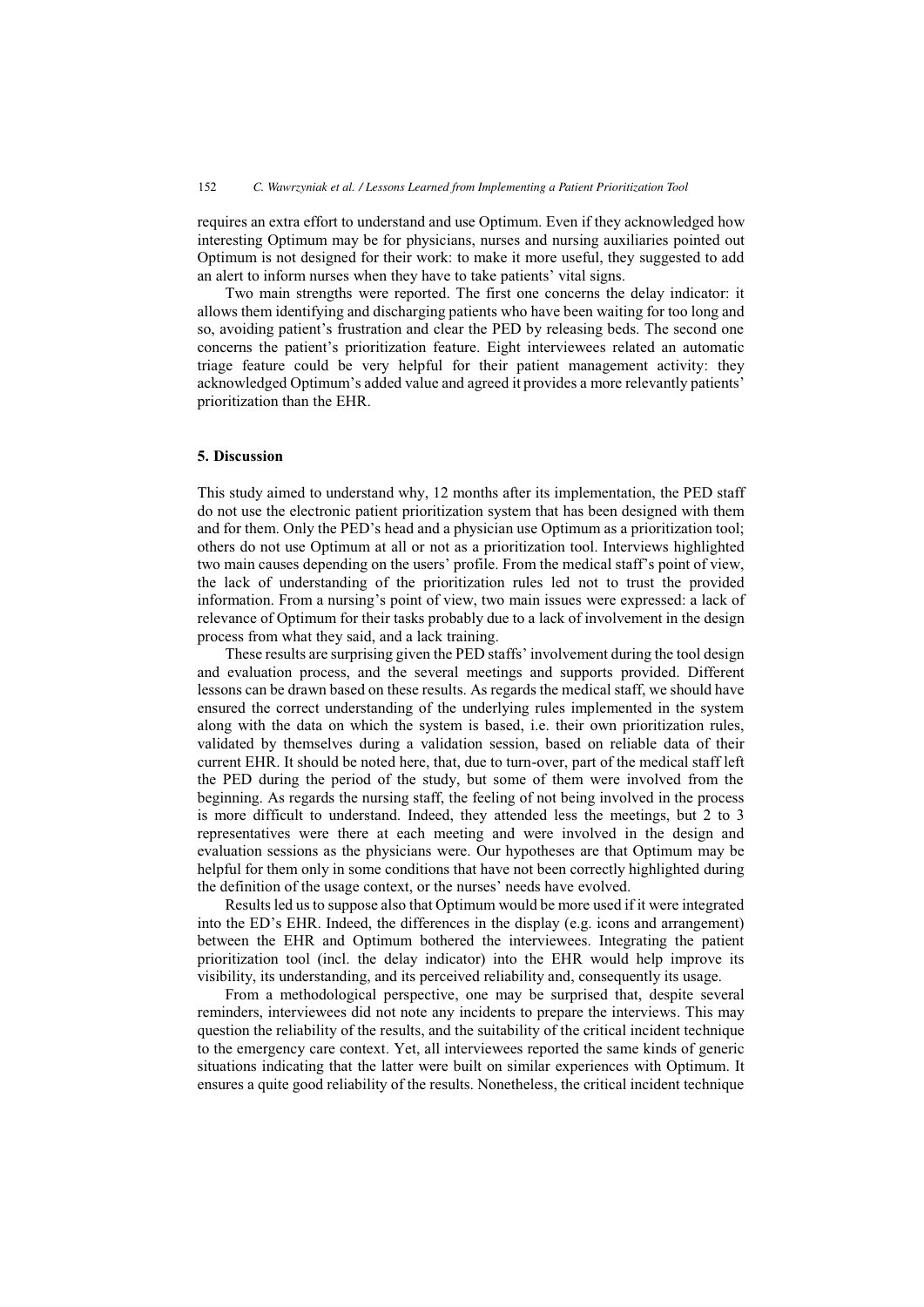requires an extra effort to understand and use Optimum. Even if they acknowledged how interesting Optimum may be for physicians, nurses and nursing auxiliaries pointed out Optimum is not designed for their work: to make it more useful, they suggested to add an alert to inform nurses when they have to take patients' vital signs.

Two main strengths were reported. The first one concerns the delay indicator: it allows them identifying and discharging patients who have been waiting for too long and so, avoiding patient's frustration and clear the PED by releasing beds. The second one concerns the patient's prioritization feature. Eight interviewees related an automatic triage feature could be very helpful for their patient management activity: they acknowledged Optimum's added value and agreed it provides a more relevantly patients' prioritization than the EHR.

## 5. Discussion

This study aimed to understand why, 12 months after its implementation, the PED staff do not use the electronic patient prioritization system that has been designed with them and for them. Only the PED's head and a physician use Optimum as a prioritization tool; others do not use Optimum at all or not as a prioritization tool. Interviews highlighted two main causes depending on the users' profile. From the medical staff's point of view, the lack of understanding of the prioritization rules led not to trust the provided information. From a nursing's point of view, two main issues were expressed: a lack of relevance of Optimum for their tasks probably due to a lack of involvement in the design process from what they said, and a lack training.

These results are surprising given the PED staffs' involvement during the tool design and evaluation process, and the several meetings and supports provided. Different lessons can be drawn based on these results. As regards the medical staff, we should have ensured the correct understanding of the underlying rules implemented in the system along with the data on which the system is based, i.e. their own prioritization rules, validated by themselves during a validation session, based on reliable data of their current EHR. It should be noted here, that, due to turn-over, part of the medical staff left the PED during the period of the study, but some of them were involved from the beginning. As regards the nursing staff, the feeling of not being involved in the process is more difficult to understand. Indeed, they attended less the meetings, but 2 to 3 representatives were there at each meeting and were involved in the design and evaluation sessions as the physicians were. Our hypotheses are that Optimum may be helpful for them only in some conditions that have not been correctly highlighted during the definition of the usage context, or the nurses' needs have evolved.

Results led us to suppose also that Optimum would be more used if it were integrated into the ED's EHR. Indeed, the differences in the display (e.g. icons and arrangement) between the EHR and Optimum bothered the interviewees. Integrating the patient prioritization tool (incl. the delay indicator) into the EHR would help improve its visibility, its understanding, and its perceived reliability and, consequently its usage.

From a methodological perspective, one may be surprised that, despite several reminders, interviewees did not note any incidents to prepare the interviews. This may question the reliability of the results, and the suitability of the critical incident technique to the emergency care context. Yet, all interviewees reported the same kinds of generic situations indicating that the latter were built on similar experiences with Optimum. It ensures a quite good reliability of the results. Nonetheless, the critical incident technique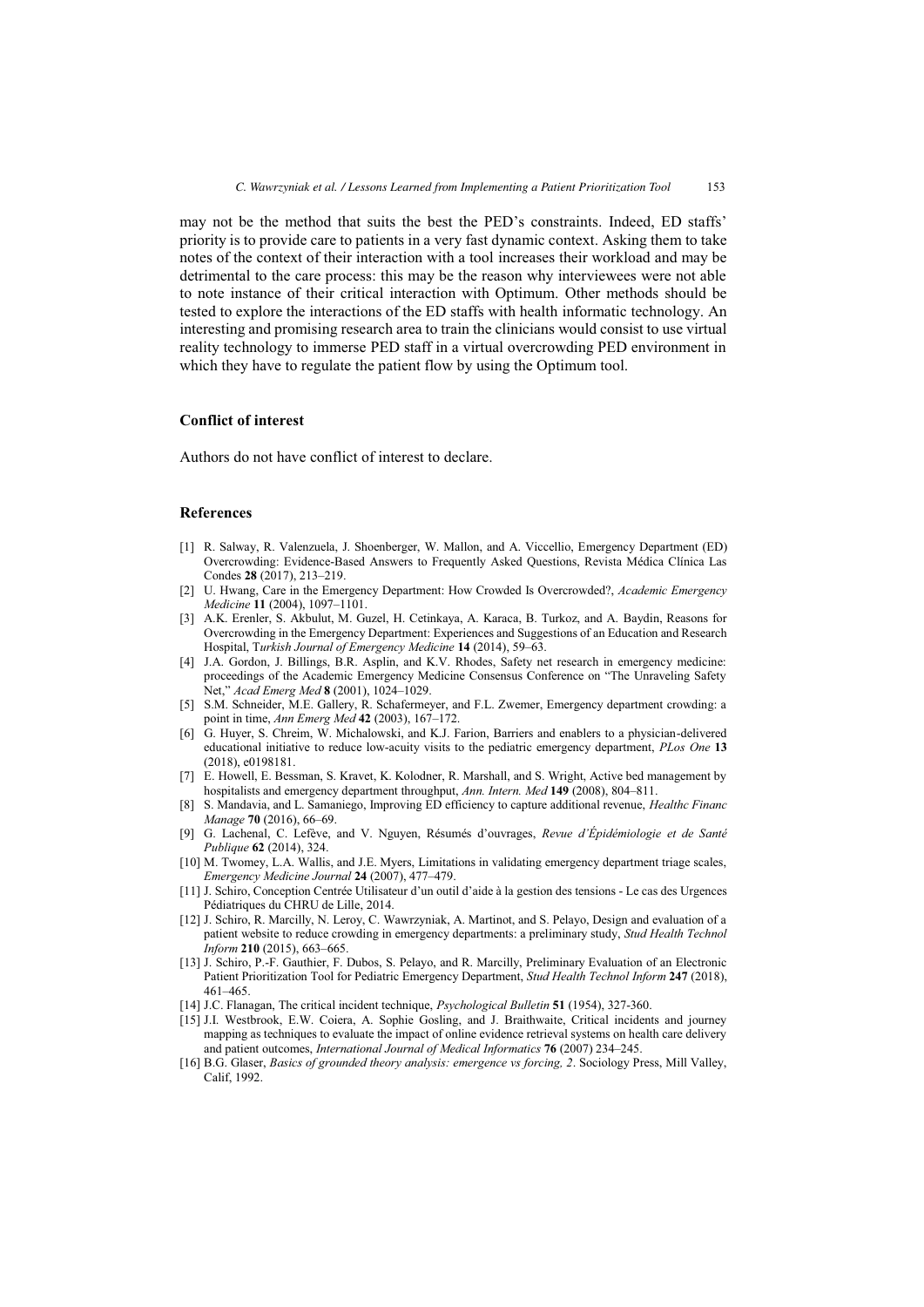may not be the method that suits the best the PED's constraints. Indeed, ED staffs' priority is to provide care to patients in a very fast dynamic context. Asking them to take notes of the context of their interaction with a tool increases their workload and may be detrimental to the care process: this may be the reason why interviewees were not able to note instance of their critical interaction with Optimum. Other methods should be tested to explore the interactions of the ED staffs with health informatic technology. An interesting and promising research area to train the clinicians would consist to use virtual reality technology to immerse PED staff in a virtual overcrowding PED environment in which they have to regulate the patient flow by using the Optimum tool.

## Conflict of interest

Authors do not have conflict of interest to declare.

## References

[1] R. Salway, R. Valenzuela, J. Shoenberger, W. Mallon, and A. Viccellio, Emergency Department (ED) Overcrowding: Evidence-Based Answers to Frequently Asked Questions, Revista Médica Clínica Las Condes **28** (2017), 213–219.

[2] U. Hwang, Care in the Emergency Department: How Crowded Is Overcrowded?, *Academic Emergency Medicine* **11** (2004), 1097–1101.

[3] A.K. Erenler, S. Akbulut, M. Guzel, H. Cetinkaya, A. Karaca, B. Turkoz, and A. Baydin, Reasons for Overcrowding in the Emergency Department: Experiences and Suggestions of an Education and Research Hospital, T*urkish Journal of Emergency Medicine* **14** (2014), 59–63.

[4] J.A. Gordon, J. Billings, B.R. Asplin, and K.V. Rhodes, Safety net research in emergency medicine: proceedings of the Academic Emergency Medicine Consensus Conference on "The Unraveling Safety Net," *Acad Emerg Med* **8** (2001), 1024–1029.

[5] S.M. Schneider, M.E. Gallery, R. Schafermeyer, and F.L. Zwemer, Emergency department crowding: a point in time, *Ann Emerg Med* **42** (2003), 167–172.

[6] G. Huyer, S. Chreim, W. Michalowski, and K.J. Farion, Barriers and enablers to a physician-delivered educational initiative to reduce low-acuity visits to the pediatric emergency department, *PLos One* **13** (2018), e0198181.

[7] E. Howell, E. Bessman, S. Kravet, K. Kolodner, R. Marshall, and S. Wright, Active bed management by hospitalists and emergency department throughput, *Ann. Intern. Med* **149** (2008), 804–811.

[8] S. Mandavia, and L. Samaniego, Improving ED efficiency to capture additional revenue, *Healthc Financ Manage* **70** (2016), 66–69.

[9] G. Lachenal, C. Lefève, and V. Nguyen, Résumés d'ouvrages, *Revue d'Épidémiologie et de Santé Publique* **62** (2014), 324.

[10] M. Twomey, L.A. Wallis, and J.E. Myers, Limitations in validating emergency department triage scales, *Emergency Medicine Journal* **24** (2007), 477–479.

[11] J. Schiro, Conception Centrée Utilisateur d'un outil d'aide à la gestion des tensions - Le cas des Urgences Pédiatriques du CHRU de Lille, 2014.

[12] J. Schiro, R. Marcilly, N. Leroy, C. Wawrzyniak, A. Martinot, and S. Pelayo, Design and evaluation of a patient website to reduce crowding in emergency departments: a preliminary study, *Stud Health Technol Inform* **210** (2015), 663–665.

[13] J. Schiro, P.-F. Gauthier, F. Dubos, S. Pelayo, and R. Marcilly, Preliminary Evaluation of an Electronic Patient Prioritization Tool for Pediatric Emergency Department, *Stud Health Technol Inform* **247** (2018), 461–465.

[14] J.C. Flanagan, The critical incident technique, *Psychological Bulletin* **51** (1954), 327-360.

[15] J.I. Westbrook, E.W. Coiera, A. Sophie Gosling, and J. Braithwaite, Critical incidents and journey mapping as techniques to evaluate the impact of online evidence retrieval systems on health care delivery and patient outcomes, *International Journal of Medical Informatics* **76** (2007) 234–245.

[16] B.G. Glaser, *Basics of grounded theory analysis: emergence vs forcing, 2*. Sociology Press, Mill Valley, Calif, 1992.